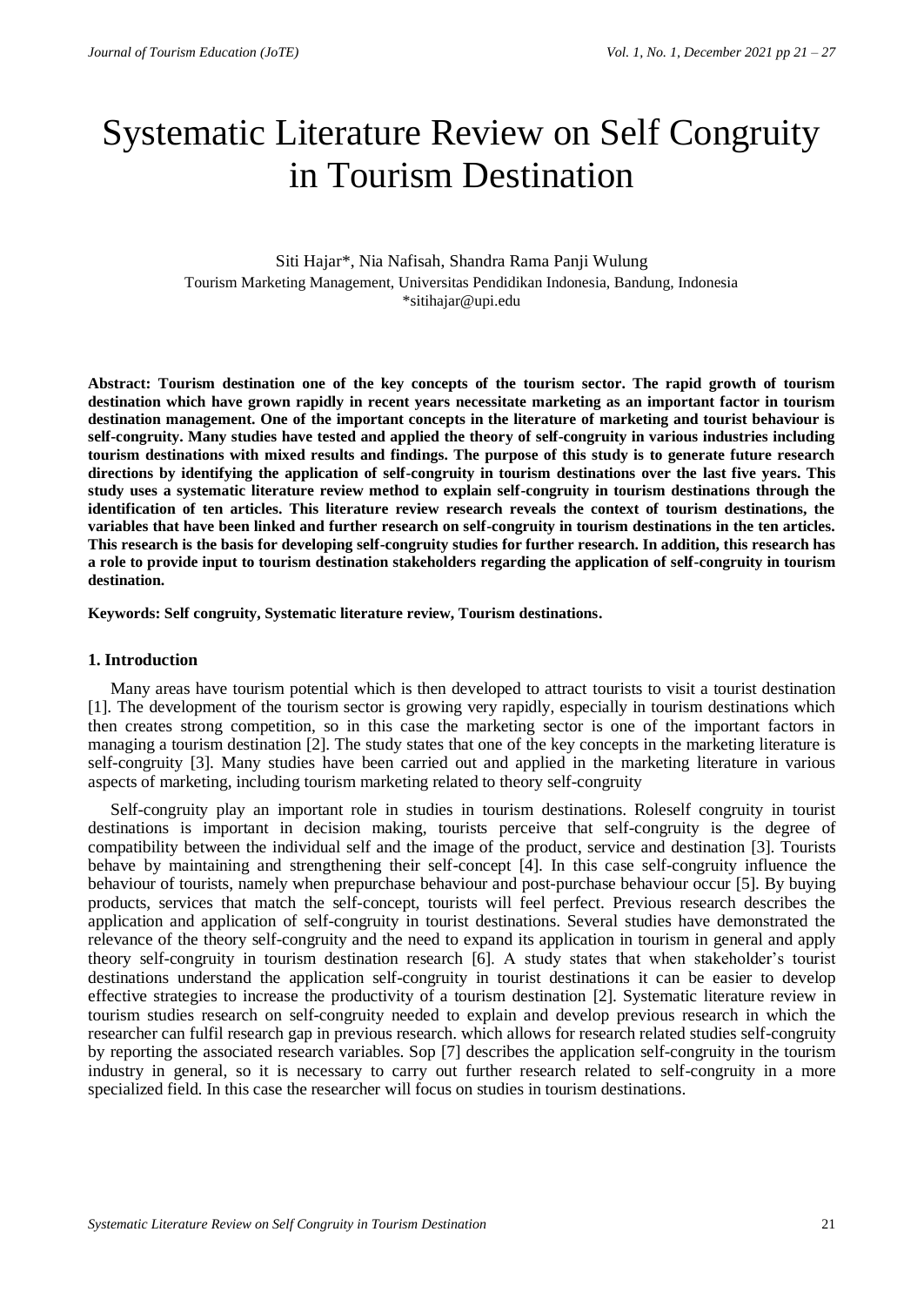# Systematic Literature Review on Self Congruity in Tourism Destination

Siti Hajar*, Nia Nafisah, Shandra Rama Panji Wulung

Tourism Marketing Management, Universitas Pendidikan Indonesia, Bandung, Indonesia

*sitihajar@upi.edu

**Abstract: Tourism destination one of the key concepts of the tourism sector. The rapid growth of tourism destination which have grown rapidly in recent years necessitate marketing as an important factor in tourism destination management. One of the important concepts in the literature of marketing and tourist behaviour is self-congruity. Many studies have tested and applied the theory of self-congruity in various industries including tourism destinations with mixed results and findings. The purpose of this study is to generate future research directions by identifying the application of self-congruity in tourism destinations over the last five years. This study uses a systematic literature review method to explain self-congruity in tourism destinations through the identification of ten articles. This literature review research reveals the context of tourism destinations, the variables that have been linked and further research on self-congruity in tourism destinations in the ten articles. This research is the basis for developing self-congruity studies for further research. In addition, this research has a role to provide input to tourism destination stakeholders regarding the application of self-congruity in tourism destination.**

**Keywords: Self congruity, Systematic literature review, Tourism destinations.**

## 1. Introduction

Many areas have tourism potential which is then developed to attract tourists to visit a tourist destination [1]. The development of the tourism sector is growing very rapidly, especially in tourism destinations which then creates strong competition, so in this case the marketing sector is one of the important factors in managing a tourism destination [2]. The study states that one of the key concepts in the marketing literature is self-congruity [3]. Many studies have been carried out and applied in the marketing literature in various aspects of marketing, including tourism marketing related to theory self-congruity

Self-congruity play an important role in studies in tourism destinations. Roleself congruity in tourist destinations is important in decision making, tourists perceive that self-congruity is the degree of compatibility between the individual self and the image of the product, service and destination [3]. Tourists behave by maintaining and strengthening their self-concept [4]. In this case self-congruity influence the behaviour of tourists, namely when prepurchase behaviour and post-purchase behaviour occur [5]. By buying products, services that match the self-concept, tourists will feel perfect. Previous research describes the application and application of self-congruity in tourist destinations. Several studies have demonstrated the relevance of the theory self-congruity and the need to expand its application in tourism in general and apply theory self-congruity in tourism destination research [6]. A study states that when stakeholder's tourist destinations understand the application self-congruity in tourist destinations it can be easier to develop effective strategies to increase the productivity of a tourism destination [2]. Systematic literature review in tourism studies research on self-congruity needed to explain and develop previous research in which the researcher can fulfil research gap in previous research. which allows for research related studies self-congruity by reporting the associated research variables. Sop [7] describes the application self-congruity in the tourism industry in general, so it is necessary to carry out further research related to self-congruity in a more specialized field. In this case the researcher will focus on studies in tourism destinations.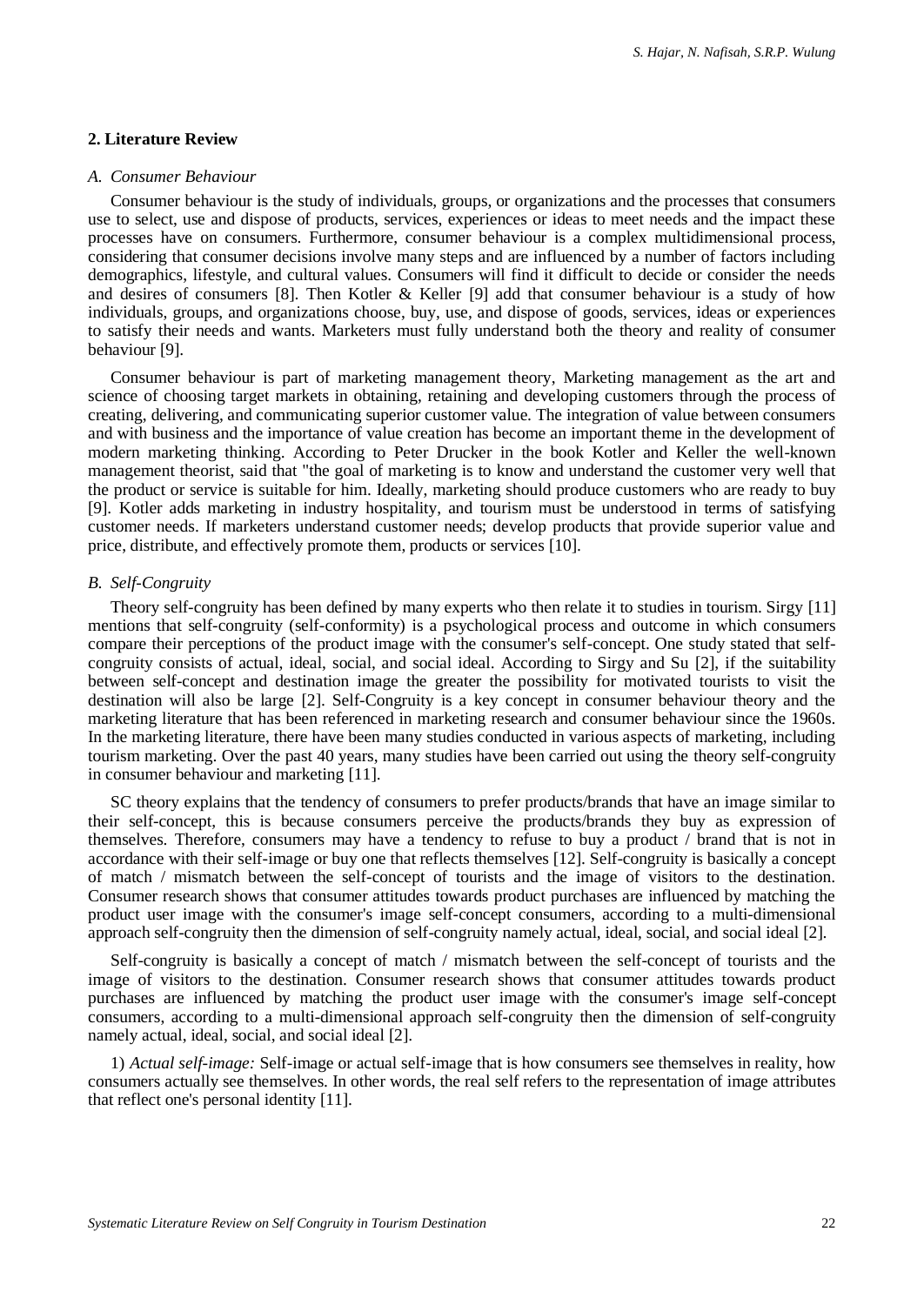## 2. Literature Review

### *A. Consumer Behaviour*

Consumer behaviour is the study of individuals, groups, or organizations and the processes that consumers use to select, use and dispose of products, services, experiences or ideas to meet needs and the impact these processes have on consumers. Furthermore, consumer behaviour is a complex multidimensional process, considering that consumer decisions involve many steps and are influenced by a number of factors including demographics, lifestyle, and cultural values. Consumers will find it difficult to decide or consider the needs and desires of consumers [8]. Then Kotler & Keller [9] add that consumer behaviour is a study of how individuals, groups, and organizations choose, buy, use, and dispose of goods, services, ideas or experiences to satisfy their needs and wants. Marketers must fully understand both the theory and reality of consumer behaviour [9].

Consumer behaviour is part of marketing management theory, Marketing management as the art and science of choosing target markets in obtaining, retaining and developing customers through the process of creating, delivering, and communicating superior customer value. The integration of value between consumers and with business and the importance of value creation has become an important theme in the development of modern marketing thinking. According to Peter Drucker in the book Kotler and Keller the well-known management theorist, said that "the goal of marketing is to know and understand the customer very well that the product or service is suitable for him. Ideally, marketing should produce customers who are ready to buy [9]. Kotler adds marketing in industry hospitality, and tourism must be understood in terms of satisfying customer needs. If marketers understand customer needs; develop products that provide superior value and price, distribute, and effectively promote them, products or services [10].

### *B. Self-Congruity*

Theory self-congruity has been defined by many experts who then relate it to studies in tourism. Sirgy [11] mentions that self-congruity (self-conformity) is a psychological process and outcome in which consumers compare their perceptions of the product image with the consumer's self-concept. One study stated that self-congruity consists of actual, ideal, social, and social ideal. According to Sirgy and Su [2], if the suitability between self-concept and destination image the greater the possibility for motivated tourists to visit the destination will also be large [2]. Self-Congruity is a key concept in consumer behaviour theory and the marketing literature that has been referenced in marketing research and consumer behaviour since the 1960s. In the marketing literature, there have been many studies conducted in various aspects of marketing, including tourism marketing. Over the past 40 years, many studies have been carried out using the theory self-congruity in consumer behaviour and marketing [11].

SC theory explains that the tendency of consumers to prefer products/brands that have an image similar to their self-concept, this is because consumers perceive the products/brands they buy as expression of themselves. Therefore, consumers may have a tendency to refuse to buy a product / brand that is not in accordance with their self-image or buy one that reflects themselves [12]. Self-congruity is basically a concept of match / mismatch between the self-concept of tourists and the image of visitors to the destination. Consumer research shows that consumer attitudes towards product purchases are influenced by matching the product user image with the consumer's image self-concept consumers, according to a multi-dimensional approach self-congruity then the dimension of self-congruity namely actual, ideal, social, and social ideal [2].

Self-congruity is basically a concept of match / mismatch between the self-concept of tourists and the image of visitors to the destination. Consumer research shows that consumer attitudes towards product purchases are influenced by matching the product user image with the consumer's image self-concept consumers, according to a multi-dimensional approach self-congruity then the dimension of self-congruity namely actual, ideal, social, and social ideal [2].

1) *Actual self-image:* Self-image or actual self-image that is how consumers see themselves in reality, how consumers actually see themselves. In other words, the real self refers to the representation of image attributes that reflect one's personal identity [11].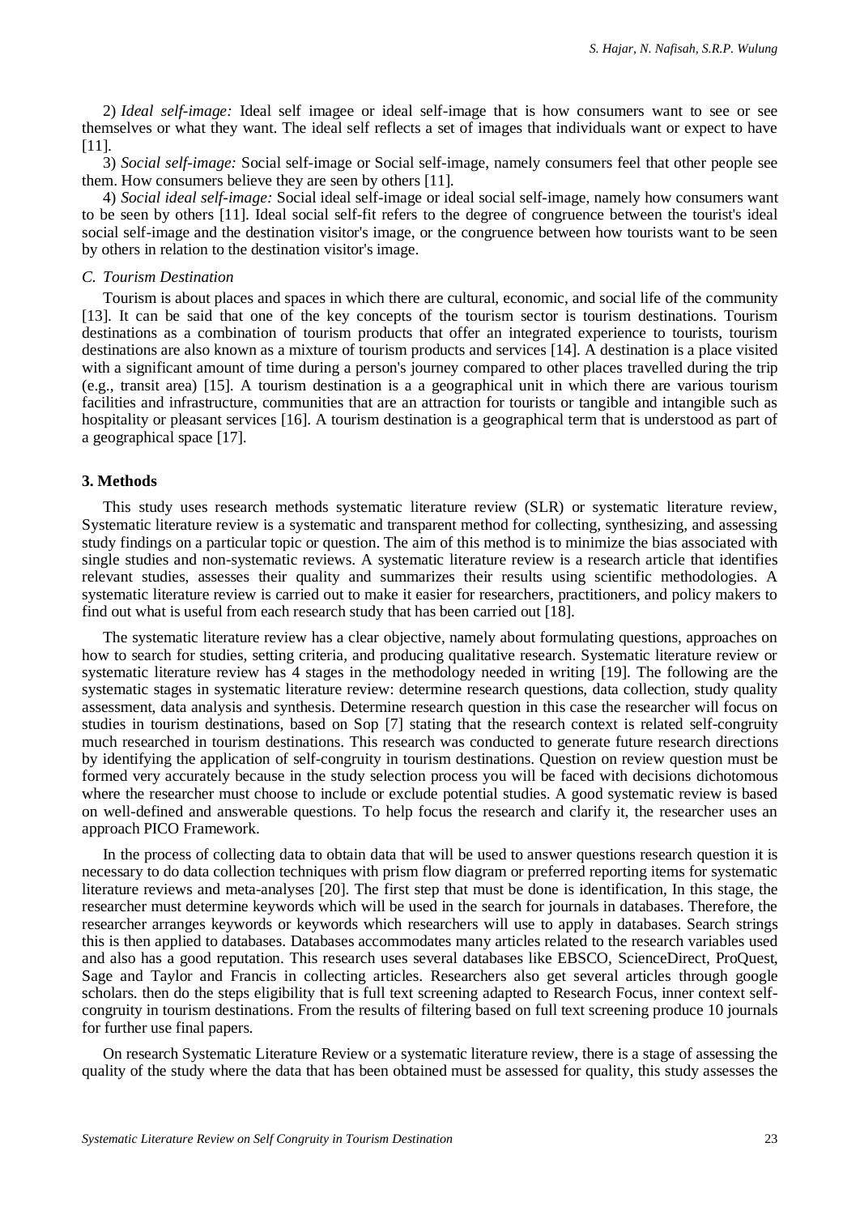2) *Ideal self-image:* Ideal self imagee or ideal self-image that is how consumers want to see or see themselves or what they want. The ideal self reflects a set of images that individuals want or expect to have [11].

3) *Social self-image:* Social self-image or Social self-image, namely consumers feel that other people see them. How consumers believe they are seen by others [11].

4) *Social ideal self-image:* Social ideal self-image or ideal social self-image, namely how consumers want to be seen by others [11]. Ideal social self-fit refers to the degree of congruence between the tourist's ideal social self-image and the destination visitor's image, or the congruence between how tourists want to be seen by others in relation to the destination visitor's image.

### C. Tourism Destination

Tourism is about places and spaces in which there are cultural, economic, and social life of the community [13]. It can be said that one of the key concepts of the tourism sector is tourism destinations. Tourism destinations as a combination of tourism products that offer an integrated experience to tourists, tourism destinations are also known as a mixture of tourism products and services [14]. A destination is a place visited with a significant amount of time during a person's journey compared to other places travelled during the trip (e.g., transit area) [15]. A tourism destination is a a geographical unit in which there are various tourism facilities and infrastructure, communities that are an attraction for tourists or tangible and intangible such as hospitality or pleasant services [16]. A tourism destination is a geographical term that is understood as part of a geographical space [17].

## 3. Methods

This study uses research methods systematic literature review (SLR) or systematic literature review, Systematic literature review is a systematic and transparent method for collecting, synthesizing, and assessing study findings on a particular topic or question. The aim of this method is to minimize the bias associated with single studies and non-systematic reviews. A systematic literature review is a research article that identifies relevant studies, assesses their quality and summarizes their results using scientific methodologies. A systematic literature review is carried out to make it easier for researchers, practitioners, and policy makers to find out what is useful from each research study that has been carried out [18].

The systematic literature review has a clear objective, namely about formulating questions, approaches on how to search for studies, setting criteria, and producing qualitative research. Systematic literature review or systematic literature review has 4 stages in the methodology needed in writing [19]. The following are the systematic stages in systematic literature review: determine research questions, data collection, study quality assessment, data analysis and synthesis. Determine research question in this case the researcher will focus on studies in tourism destinations, based on Sop [7] stating that the research context is related self-congruity much researched in tourism destinations. This research was conducted to generate future research directions by identifying the application of self-congruity in tourism destinations. Question on review question must be formed very accurately because in the study selection process you will be faced with decisions dichotomous where the researcher must choose to include or exclude potential studies. A good systematic review is based on well-defined and answerable questions. To help focus the research and clarify it, the researcher uses an approach PICO Framework.

In the process of collecting data to obtain data that will be used to answer questions research question it is necessary to do data collection techniques with prism flow diagram or preferred reporting items for systematic literature reviews and meta-analyses [20]. The first step that must be done is identification, In this stage, the researcher must determine keywords which will be used in the search for journals in databases. Therefore, the researcher arranges keywords or keywords which researchers will use to apply in databases. Search strings this is then applied to databases. Databases accommodates many articles related to the research variables used and also has a good reputation. This research uses several databases like EBSCO, ScienceDirect, ProQuest, Sage and Taylor and Francis in collecting articles. Researchers also get several articles through google scholars. then do the steps eligibility that is full text screening adapted to Research Focus, inner context self-congruity in tourism destinations. From the results of filtering based on full text screening produce 10 journals for further use final papers.

On research Systematic Literature Review or a systematic literature review, there is a stage of assessing the quality of the study where the data that has been obtained must be assessed for quality, this study assesses the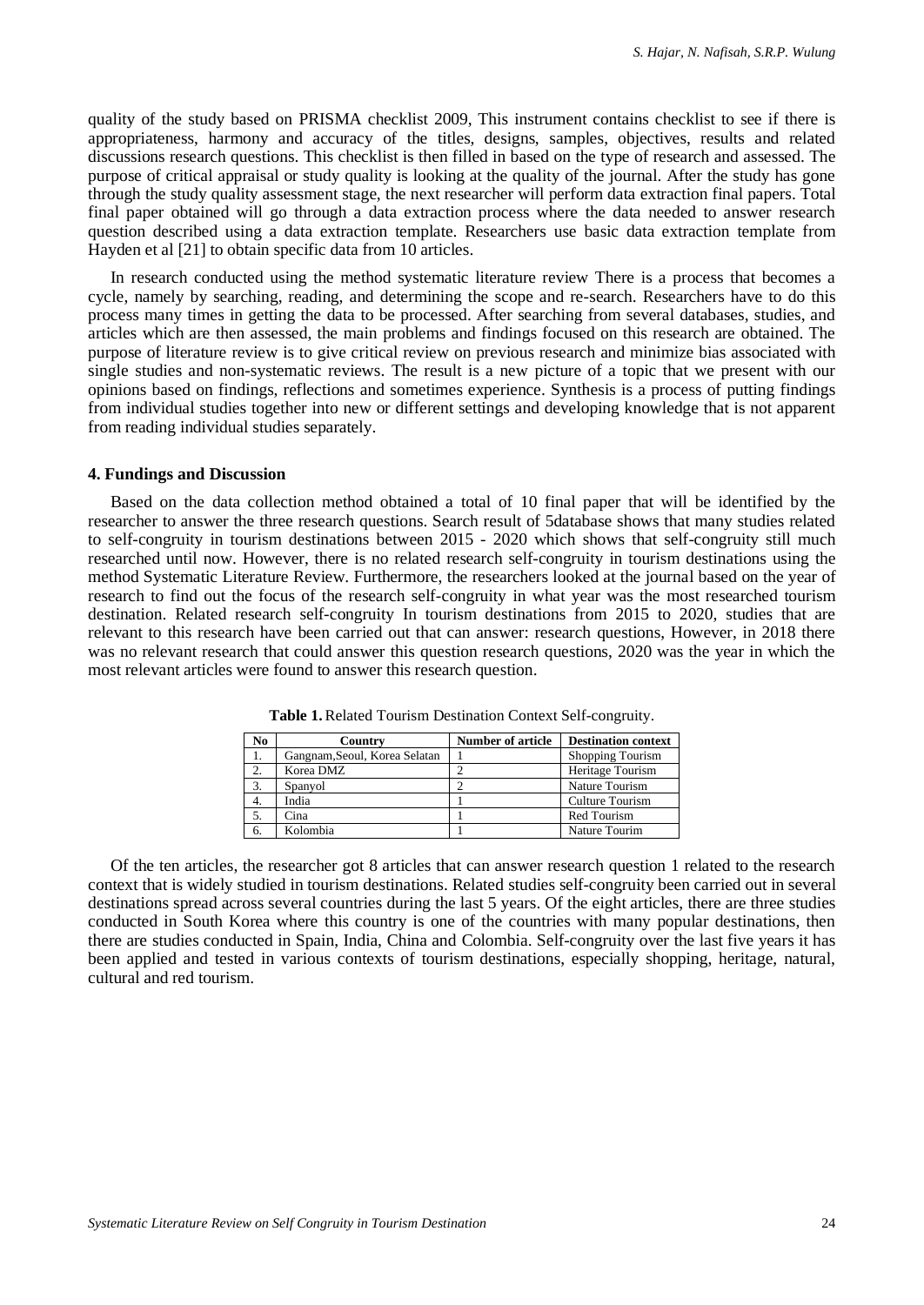quality of the study based on PRISMA checklist 2009, This instrument contains checklist to see if there is appropriateness, harmony and accuracy of the titles, designs, samples, objectives, results and related discussions research questions. This checklist is then filled in based on the type of research and assessed. The purpose of critical appraisal or study quality is looking at the quality of the journal. After the study has gone through the study quality assessment stage, the next researcher will perform data extraction final papers. Total final paper obtained will go through a data extraction process where the data needed to answer research question described using a data extraction template. Researchers use basic data extraction template from Hayden et al [21] to obtain specific data from 10 articles.

In research conducted using the method systematic literature review There is a process that becomes a cycle, namely by searching, reading, and determining the scope and re-search. Researchers have to do this process many times in getting the data to be processed. After searching from several databases, studies, and articles which are then assessed, the main problems and findings focused on this research are obtained. The purpose of literature review is to give critical review on previous research and minimize bias associated with single studies and non-systematic reviews. The result is a new picture of a topic that we present with our opinions based on findings, reflections and sometimes experience. Synthesis is a process of putting findings from individual studies together into new or different settings and developing knowledge that is not apparent from reading individual studies separately.

## 4. Fundings and Discussion

Based on the data collection method obtained a total of 10 final paper that will be identified by the researcher to answer the three research questions. Search result of 5database shows that many studies related to self-congruity in tourism destinations between 2015 - 2020 which shows that self-congruity still much researched until now. However, there is no related research self-congruity in tourism destinations using the method Systematic Literature Review. Furthermore, the researchers looked at the journal based on the year of research to find out the focus of the research self-congruity in what year was the most researched tourism destination. Related research self-congruity In tourism destinations from 2015 to 2020, studies that are relevant to this research have been carried out that can answer: research questions, However, in 2018 there was no relevant research that could answer this question research questions, 2020 was the year in which the most relevant articles were found to answer this research question.

**Table 1.** Related Tourism Destination Context Self-congruity.

| No | Country | Number of article | Destination context |
|---|---|---|---|
| 1. | Gangnam,Seoul, Korea Selatan | 1 | Shopping Tourism |
| 2. | Korea DMZ | 2 | Heritage Tourism |
| 3. | Spanyol | 2 | Nature Tourism |
| 4. | India | 1 | Culture Tourism |
| 5. | Cina | 1 | Red Tourism |
| 6. | Kolombia | 1 | Nature Tourim |

Of the ten articles, the researcher got 8 articles that can answer research question 1 related to the research context that is widely studied in tourism destinations. Related studies self-congruity been carried out in several destinations spread across several countries during the last 5 years. Of the eight articles, there are three studies conducted in South Korea where this country is one of the countries with many popular destinations, then there are studies conducted in Spain, India, China and Colombia. Self-congruity over the last five years it has been applied and tested in various contexts of tourism destinations, especially shopping, heritage, natural, cultural and red tourism.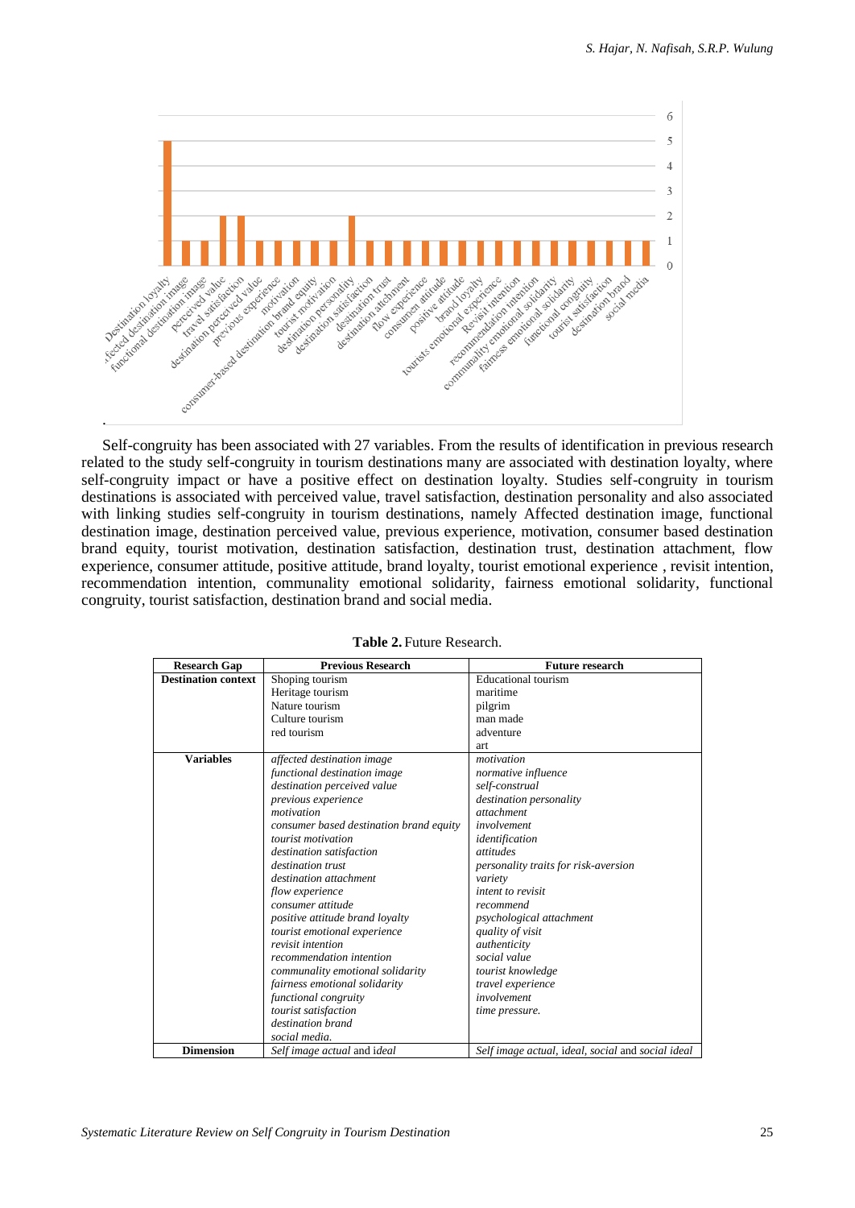Self-congruity has been associated with 27 variables. From the results of identification in previous research related to the study self-congruity in tourism destinations many are associated with destination loyalty, where self-congruity impact or have a positive effect on destination loyalty. Studies self-congruity in tourism destinations is associated with perceived value, travel satisfaction, destination personality and also associated with linking studies self-congruity in tourism destinations, namely Affected destination image, functional destination image, destination perceived value, previous experience, motivation, consumer based destination brand equity, tourist motivation, destination satisfaction, destination trust, destination attachment, flow experience, consumer attitude, positive attitude, brand loyalty, tourist emotional experience , revisit intention, recommendation intention, communality emotional solidarity, fairness emotional solidarity, functional congruity, tourist satisfaction, destination brand and social media.

**Table 2.** Future Research.

| Research Gap | Previous Research | Future research |
|---|---|---|
| **Destination context** | Shoping tourism<br>Heritage tourism<br>Nature tourism<br>Culture tourism<br>red tourism | Educational tourism<br>maritime<br>pilgrim<br>man made<br>adventure<br>art |
| **Variables** | *affected destination image*<br>*functional destination image*<br>*destination perceived value*<br>*previous experience*<br>*motivation*<br>*consumer based destination brand equity*<br>*tourist motivation*<br>*destination satisfaction*<br>*destination trust*<br>*destination attachment*<br>*flow experience*<br>*consumer attitude*<br>*positive attitude brand loyalty*<br>*tourist emotional experience*<br>*revisit intention*<br>*recommendation intention*<br>*communality emotional solidarity*<br>*fairness emotional solidarity*<br>*functional congruity*<br>*tourist satisfaction*<br>*destination brand*<br>*social media.* | *motivation*<br>*normative influence*<br>*self-construal*<br>*destination personality*<br>*attachment*<br>*involvement*<br>*identification*<br>*attitudes*<br>*personality traits for risk-aversion*<br>*variety*<br>*intent to revisit*<br>*recommend*<br>*psychological attachment*<br>*quality of visit*<br>*authenticity*<br>*social value*<br>*tourist knowledge*<br>*travel experience*<br>*involvement*<br>*time pressure.* |
| **Dimension** | *Self image actual* and *ideal* | *Self image actual, ideal, social* and *social ideal* |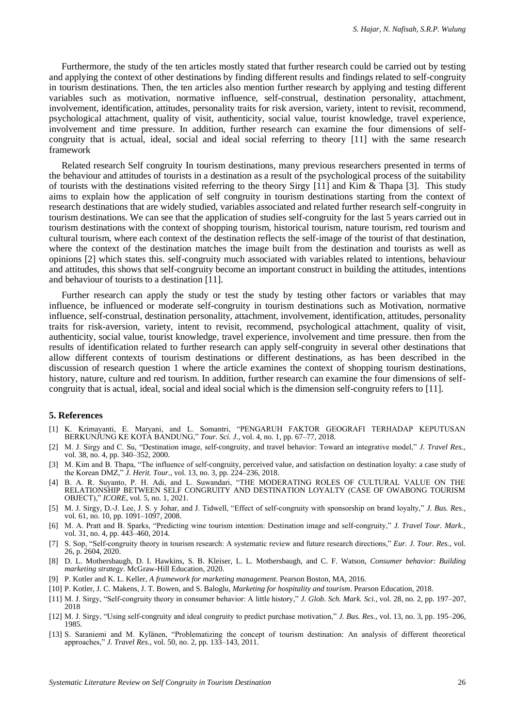Furthermore, the study of the ten articles mostly stated that further research could be carried out by testing and applying the context of other destinations by finding different results and findings related to self-congruity in tourism destinations. Then, the ten articles also mention further research by applying and testing different variables such as motivation, normative influence, self-construal, destination personality, attachment, involvement, identification, attitudes, personality traits for risk aversion, variety, intent to revisit, recommend, psychological attachment, quality of visit, authenticity, social value, tourist knowledge, travel experience, involvement and time pressure. In addition, further research can examine the four dimensions of self-congruity that is actual, ideal, social and ideal social referring to theory [11] with the same research framework

Related research Self congruity In tourism destinations, many previous researchers presented in terms of the behaviour and attitudes of tourists in a destination as a result of the psychological process of the suitability of tourists with the destinations visited referring to the theory Sirgy [11] and Kim & Thapa [3]. This study aims to explain how the application of self congruity in tourism destinations starting from the context of research destinations that are widely studied, variables associated and related further research self-congruity in tourism destinations. We can see that the application of studies self-congruity for the last 5 years carried out in tourism destinations with the context of shopping tourism, historical tourism, nature tourism, red tourism and cultural tourism, where each context of the destination reflects the self-image of the tourist of that destination, where the context of the destination matches the image built from the destination and tourists as well as opinions [2] which states this. self-congruity much associated with variables related to intentions, behaviour and attitudes, this shows that self-congruity become an important construct in building the attitudes, intentions and behaviour of tourists to a destination [11].

Further research can apply the study or test the study by testing other factors or variables that may influence, be influenced or moderate self-congruity in tourism destinations such as Motivation, normative influence, self-construal, destination personality, attachment, involvement, identification, attitudes, personality traits for risk-aversion, variety, intent to revisit, recommend, psychological attachment, quality of visit, authenticity, social value, tourist knowledge, travel experience, involvement and time pressure. then from the results of identification related to further research can apply self-congruity in several other destinations that allow different contexts of tourism destinations or different destinations, as has been described in the discussion of research question 1 where the article examines the context of shopping tourism destinations, history, nature, culture and red tourism. In addition, further research can examine the four dimensions of self-congruity that is actual, ideal, social and ideal social which is the dimension self-congruity refers to [11].

## 5. References

[1] K. Krimayanti, E. Maryani, and L. Somantri, "PENGARUH FAKTOR GEOGRAFI TERHADAP KEPUTUSAN BERKUNJUNG KE KOTA BANDUNG," *Tour. Sci. J.*, vol. 4, no. 1, pp. 67–77, 2018.

[2] M. J. Sirgy and C. Su, "Destination image, self-congruity, and travel behavior: Toward an integrative model," *J. Travel Res.*, vol. 38, no. 4, pp. 340–352, 2000.

[3] M. Kim and B. Thapa, "The influence of self-congruity, perceived value, and satisfaction on destination loyalty: a case study of the Korean DMZ," *J. Herit. Tour.*, vol. 13, no. 3, pp. 224–236, 2018.

[4] B. A. R. Suyanto, P. H. Adi, and L. Suwandari, "THE MODERATING ROLES OF CULTURAL VALUE ON THE RELATIONSHIP BETWEEN SELF CONGRUITY AND DESTINATION LOYALTY (CASE OF OWABONG TOURISM OBJECT)," *ICORE*, vol. 5, no. 1, 2021.

[5] M. J. Sirgy, D.-J. Lee, J. S. y Johar, and J. Tidwell, "Effect of self-congruity with sponsorship on brand loyalty," *J. Bus. Res.*, vol. 61, no. 10, pp. 1091–1097, 2008.

[6] M. A. Pratt and B. Sparks, "Predicting wine tourism intention: Destination image and self-congruity," *J. Travel Tour. Mark.*, vol. 31, no. 4, pp. 443–460, 2014.

[7] S. Sop, "Self-congruity theory in tourism research: A systematic review and future research directions," *Eur. J. Tour. Res.*, vol. 26, p. 2604, 2020.

[8] D. L. Mothersbaugh, D. I. Hawkins, S. B. Kleiser, L. L. Mothersbaugh, and C. F. Watson, *Consumer behavior: Building marketing strategy*. McGraw-Hill Education, 2020.

[9] P. Kotler and K. L. Keller, *A framework for marketing management*. Pearson Boston, MA, 2016.

[10] P. Kotler, J. C. Makens, J. T. Bowen, and S. Baloglu, *Marketing for hospitality and tourism*. Pearson Education, 2018.

[11] M. J. Sirgy, "Self-congruity theory in consumer behavior: A little history," *J. Glob. Sch. Mark. Sci.*, vol. 28, no. 2, pp. 197–207, 2018

[12] M. J. Sirgy, "Using self-congruity and ideal congruity to predict purchase motivation," *J. Bus. Res.*, vol. 13, no. 3, pp. 195–206, 1985.

[13] S. Saraniemi and M. Kylänen, "Problematizing the concept of tourism destination: An analysis of different theoretical approaches," *J. Travel Res.*, vol. 50, no. 2, pp. 133–143, 2011.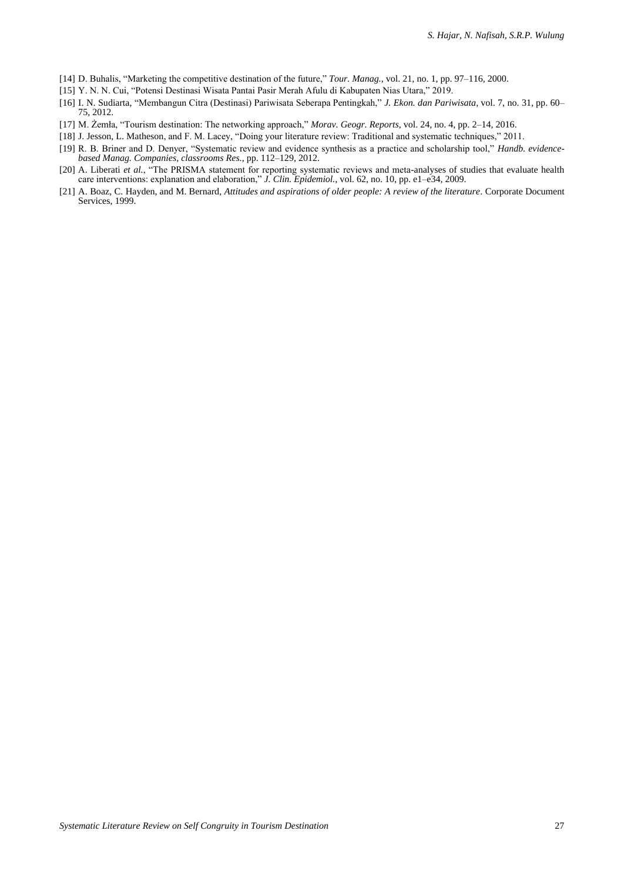[14] D. Buhalis, "Marketing the competitive destination of the future," *Tour. Manag.*, vol. 21, no. 1, pp. 97–116, 2000.

[15] Y. N. N. Cui, "Potensi Destinasi Wisata Pantai Pasir Merah Afulu di Kabupaten Nias Utara," 2019.

[16] I. N. Sudiarta, "Membangun Citra (Destinasi) Pariwisata Seberapa Pentingkah," *J. Ekon. dan Pariwisata*, vol. 7, no. 31, pp. 60–75, 2012.

[17] M. Żemła, "Tourism destination: The networking approach," *Morav. Geogr. Reports*, vol. 24, no. 4, pp. 2–14, 2016.

[18] J. Jesson, L. Matheson, and F. M. Lacey, "Doing your literature review: Traditional and systematic techniques," 2011.

[19] R. B. Briner and D. Denyer, "Systematic review and evidence synthesis as a practice and scholarship tool," *Handb. evidence-based Manag. Companies, classrooms Res.*, pp. 112–129, 2012.

[20] A. Liberati *et al.*, "The PRISMA statement for reporting systematic reviews and meta-analyses of studies that evaluate health care interventions: explanation and elaboration," *J. Clin. Epidemiol.*, vol. 62, no. 10, pp. e1–e34, 2009.

[21] A. Boaz, C. Hayden, and M. Bernard, *Attitudes and aspirations of older people: A review of the literature*. Corporate Document Services, 1999.